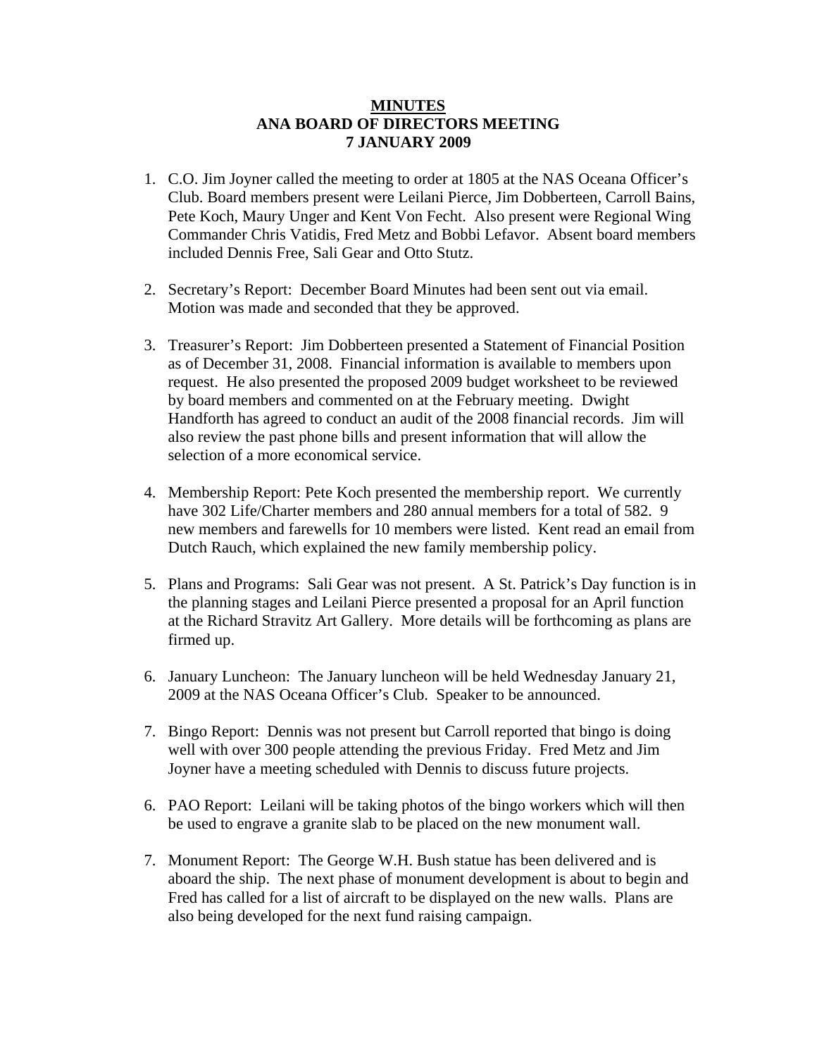**MINUTES**
**ANA BOARD OF DIRECTORS MEETING**
**7 JANUARY 2009**

1. C.O. Jim Joyner called the meeting to order at 1805 at the NAS Oceana Officer's Club. Board members present were Leilani Pierce, Jim Dobberteen, Carroll Bains, Pete Koch, Maury Unger and Kent Von Fecht. Also present were Regional Wing Commander Chris Vatidis, Fred Metz and Bobbi Lefavor. Absent board members included Dennis Free, Sali Gear and Otto Stutz.

2. Secretary's Report: December Board Minutes had been sent out via email. Motion was made and seconded that they be approved.

3. Treasurer's Report: Jim Dobberteen presented a Statement of Financial Position as of December 31, 2008. Financial information is available to members upon request. He also presented the proposed 2009 budget worksheet to be reviewed by board members and commented on at the February meeting. Dwight Handforth has agreed to conduct an audit of the 2008 financial records. Jim will also review the past phone bills and present information that will allow the selection of a more economical service.

4. Membership Report: Pete Koch presented the membership report. We currently have 302 Life/Charter members and 280 annual members for a total of 582. 9 new members and farewells for 10 members were listed. Kent read an email from Dutch Rauch, which explained the new family membership policy.

5. Plans and Programs: Sali Gear was not present. A St. Patrick's Day function is in the planning stages and Leilani Pierce presented a proposal for an April function at the Richard Stravitz Art Gallery. More details will be forthcoming as plans are firmed up.

6. January Luncheon: The January luncheon will be held Wednesday January 21, 2009 at the NAS Oceana Officer's Club. Speaker to be announced.

7. Bingo Report: Dennis was not present but Carroll reported that bingo is doing well with over 300 people attending the previous Friday. Fred Metz and Jim Joyner have a meeting scheduled with Dennis to discuss future projects.

6. PAO Report: Leilani will be taking photos of the bingo workers which will then be used to engrave a granite slab to be placed on the new monument wall.

7. Monument Report: The George W.H. Bush statue has been delivered and is aboard the ship. The next phase of monument development is about to begin and Fred has called for a list of aircraft to be displayed on the new walls. Plans are also being developed for the next fund raising campaign.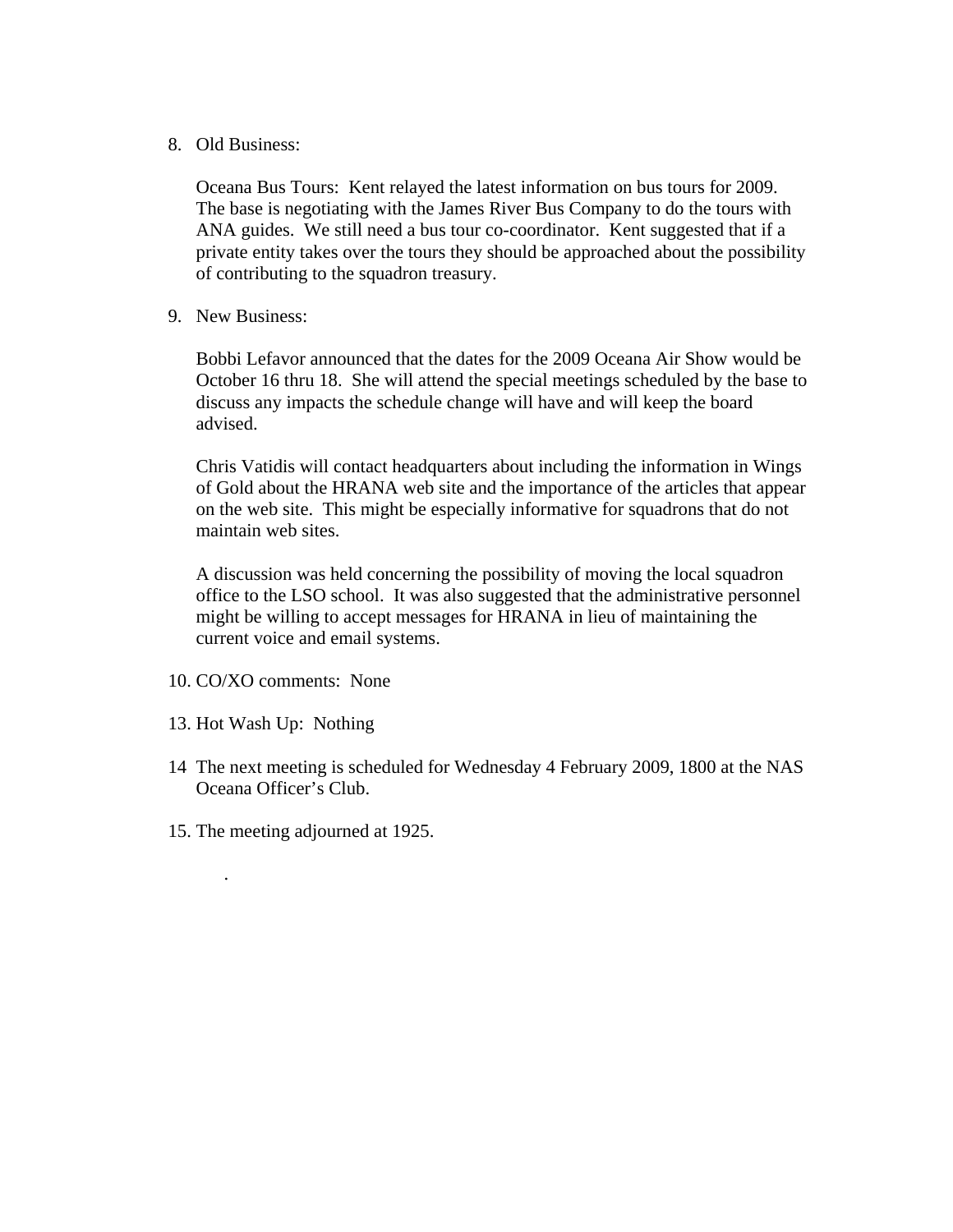8. Old Business:

   Oceana Bus Tours: Kent relayed the latest information on bus tours for 2009. The base is negotiating with the James River Bus Company to do the tours with ANA guides. We still need a bus tour co-coordinator. Kent suggested that if a private entity takes over the tours they should be approached about the possibility of contributing to the squadron treasury.

9. New Business:

   Bobbi Lefavor announced that the dates for the 2009 Oceana Air Show would be October 16 thru 18. She will attend the special meetings scheduled by the base to discuss any impacts the schedule change will have and will keep the board advised.

   Chris Vatidis will contact headquarters about including the information in Wings of Gold about the HRANA web site and the importance of the articles that appear on the web site. This might be especially informative for squadrons that do not maintain web sites.

   A discussion was held concerning the possibility of moving the local squadron office to the LSO school. It was also suggested that the administrative personnel might be willing to accept messages for HRANA in lieu of maintaining the current voice and email systems.

10. CO/XO comments: None

13. Hot Wash Up: Nothing

14 The next meeting is scheduled for Wednesday 4 February 2009, 1800 at the NAS Oceana Officer's Club.

15. The meeting adjourned at 1925.

.